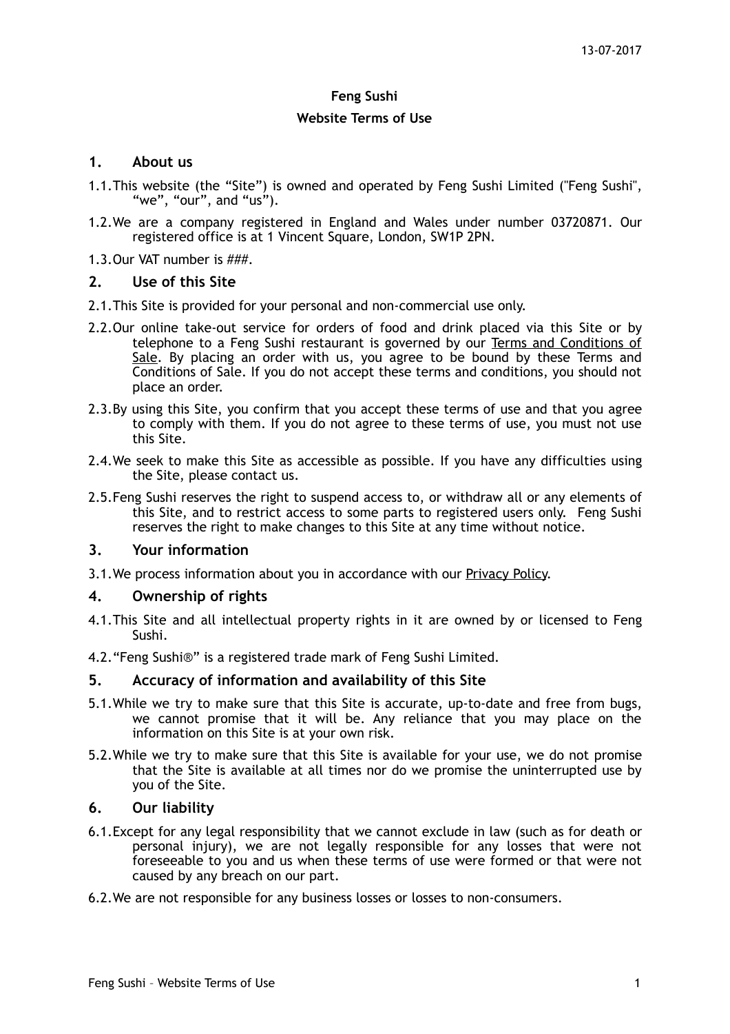13-07-2017

**Feng Sushi**

**Website Terms of Use**

## 1. About us

1.1. This website (the "Site") is owned and operated by Feng Sushi Limited ("Feng Sushi", "we", "our", and "us").

1.2. We are a company registered in England and Wales under number 03720871. Our registered office is at 1 Vincent Square, London, SW1P 2PN.

1.3. Our VAT number is ###.

## 2. Use of this Site

2.1. This Site is provided for your personal and non-commercial use only.

2.2. Our online take-out service for orders of food and drink placed via this Site or by telephone to a Feng Sushi restaurant is governed by our Terms and Conditions of Sale. By placing an order with us, you agree to be bound by these Terms and Conditions of Sale. If you do not accept these terms and conditions, you should not place an order.

2.3. By using this Site, you confirm that you accept these terms of use and that you agree to comply with them. If you do not agree to these terms of use, you must not use this Site.

2.4. We seek to make this Site as accessible as possible. If you have any difficulties using the Site, please contact us.

2.5. Feng Sushi reserves the right to suspend access to, or withdraw all or any elements of this Site, and to restrict access to some parts to registered users only. Feng Sushi reserves the right to make changes to this Site at any time without notice.

## 3. Your information

3.1. We process information about you in accordance with our Privacy Policy.

## 4. Ownership of rights

4.1. This Site and all intellectual property rights in it are owned by or licensed to Feng Sushi.

4.2. "Feng Sushi®" is a registered trade mark of Feng Sushi Limited.

## 5. Accuracy of information and availability of this Site

5.1. While we try to make sure that this Site is accurate, up-to-date and free from bugs, we cannot promise that it will be. Any reliance that you may place on the information on this Site is at your own risk.

5.2. While we try to make sure that this Site is available for your use, we do not promise that the Site is available at all times nor do we promise the uninterrupted use by you of the Site.

## 6. Our liability

6.1. Except for any legal responsibility that we cannot exclude in law (such as for death or personal injury), we are not legally responsible for any losses that were not foreseeable to you and us when these terms of use were formed or that were not caused by any breach on our part.

6.2. We are not responsible for any business losses or losses to non-consumers.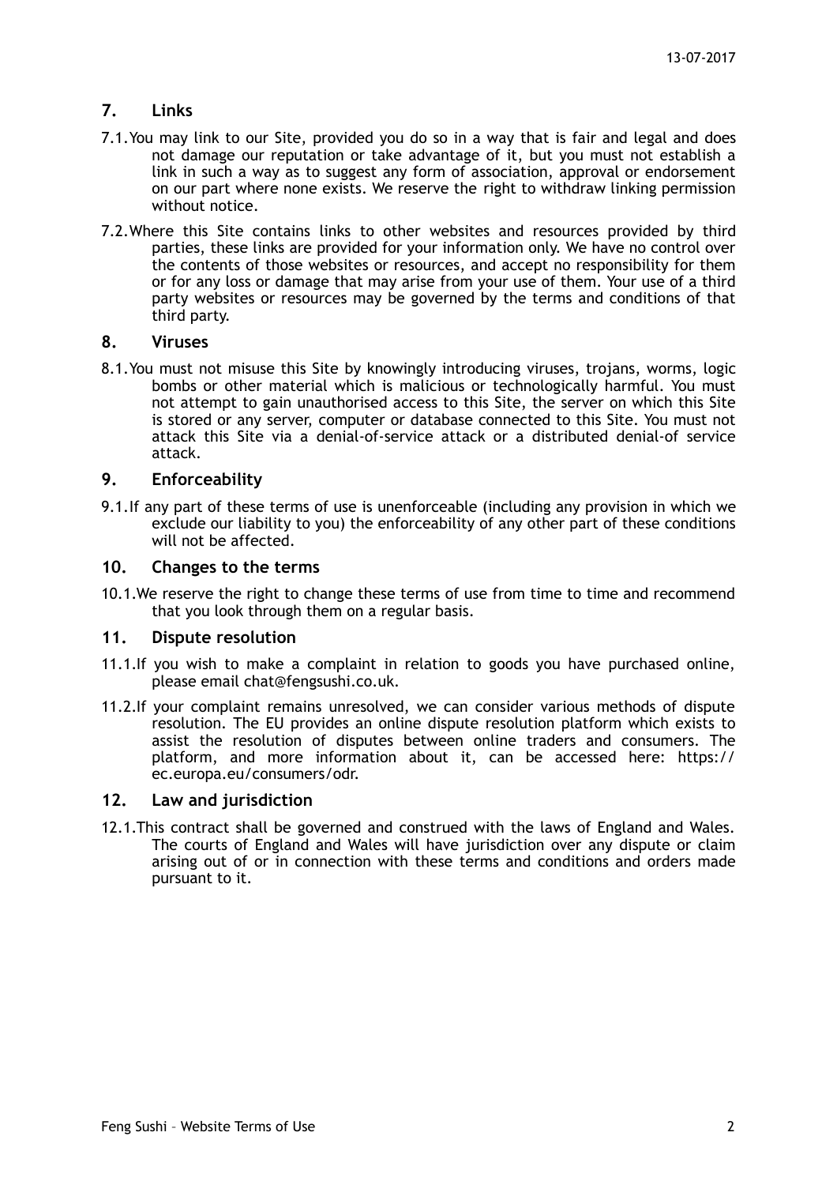## 7. Links

7.1. You may link to our Site, provided you do so in a way that is fair and legal and does not damage our reputation or take advantage of it, but you must not establish a link in such a way as to suggest any form of association, approval or endorsement on our part where none exists. We reserve the right to withdraw linking permission without notice.

7.2. Where this Site contains links to other websites and resources provided by third parties, these links are provided for your information only. We have no control over the contents of those websites or resources, and accept no responsibility for them or for any loss or damage that may arise from your use of them. Your use of a third party websites or resources may be governed by the terms and conditions of that third party.

## 8. Viruses

8.1. You must not misuse this Site by knowingly introducing viruses, trojans, worms, logic bombs or other material which is malicious or technologically harmful. You must not attempt to gain unauthorised access to this Site, the server on which this Site is stored or any server, computer or database connected to this Site. You must not attack this Site via a denial-of-service attack or a distributed denial-of service attack.

## 9. Enforceability

9.1. If any part of these terms of use is unenforceable (including any provision in which we exclude our liability to you) the enforceability of any other part of these conditions will not be affected.

## 10. Changes to the terms

10.1. We reserve the right to change these terms of use from time to time and recommend that you look through them on a regular basis.

## 11. Dispute resolution

11.1. If you wish to make a complaint in relation to goods you have purchased online, please email chat@fengsushi.co.uk.

11.2. If your complaint remains unresolved, we can consider various methods of dispute resolution. The EU provides an online dispute resolution platform which exists to assist the resolution of disputes between online traders and consumers. The platform, and more information about it, can be accessed here: https://ec.europa.eu/consumers/odr.

## 12. Law and jurisdiction

12.1. This contract shall be governed and construed with the laws of England and Wales. The courts of England and Wales will have jurisdiction over any dispute or claim arising out of or in connection with these terms and conditions and orders made pursuant to it.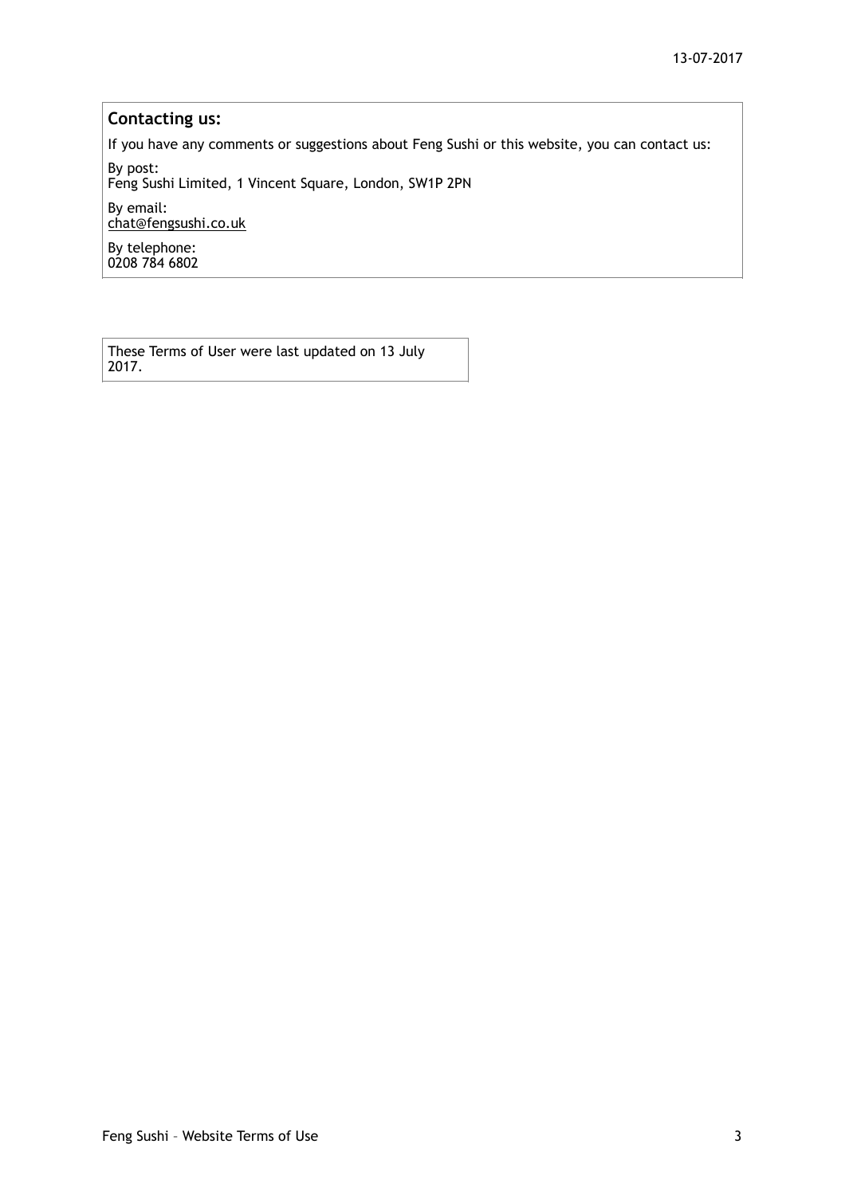## Contacting us:

If you have any comments or suggestions about Feng Sushi or this website, you can contact us:

By post:
Feng Sushi Limited, 1 Vincent Square, London, SW1P 2PN

By email:
chat@fengsushi.co.uk

By telephone:
0208 784 6802

These Terms of User were last updated on 13 July 2017.